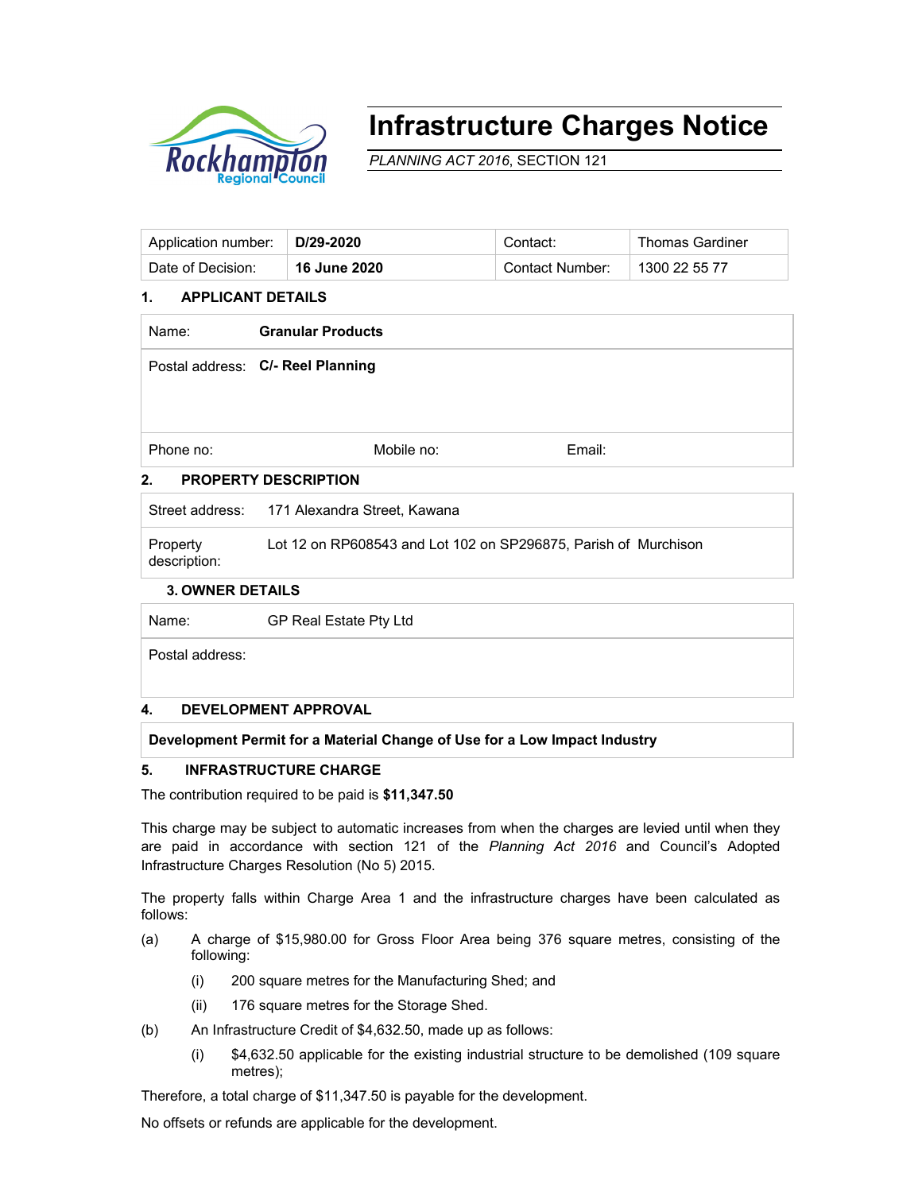# Infrastructure Charges Notice

*PLANNING ACT 2016*, SECTION 121

| Application number: | **D/29-2020** | Contact: | Thomas Gardiner |
|---|---|---|---|
| Date of Decision: | **16 June 2020** | Contact Number: | 1300 22 55 77 |

## 1. APPLICANT DETAILS

| | | | |
|---|---|---|---|
| Name: | **Granular Products** | | |
| Postal address: | **C/- Reel Planning** | | |
| Phone no: | Mobile no: | Email: | |

## 2. PROPERTY DESCRIPTION

| | |
|---|---|
| Street address: | 171 Alexandra Street, Kawana |
| Property description: | Lot 12 on RP608543 and Lot 102 on SP296875, Parish of Murchison |

## 3. OWNER DETAILS

| | |
|---|---|
| Name: | GP Real Estate Pty Ltd |
| Postal address: | |

## 4. DEVELOPMENT APPROVAL

**Development Permit for a Material Change of Use for a Low Impact Industry**

## 5. INFRASTRUCTURE CHARGE

The contribution required to be paid is **$11,347.50**

This charge may be subject to automatic increases from when the charges are levied until when they are paid in accordance with section 121 of the *Planning Act 2016* and Council's Adopted Infrastructure Charges Resolution (No 5) 2015.

The property falls within Charge Area 1 and the infrastructure charges have been calculated as follows:

(a) A charge of $15,980.00 for Gross Floor Area being 376 square metres, consisting of the following:

  (i) 200 square metres for the Manufacturing Shed; and

  (ii) 176 square metres for the Storage Shed.

(b) An Infrastructure Credit of $4,632.50, made up as follows:

  (i) $4,632.50 applicable for the existing industrial structure to be demolished (109 square metres);

Therefore, a total charge of $11,347.50 is payable for the development.

No offsets or refunds are applicable for the development.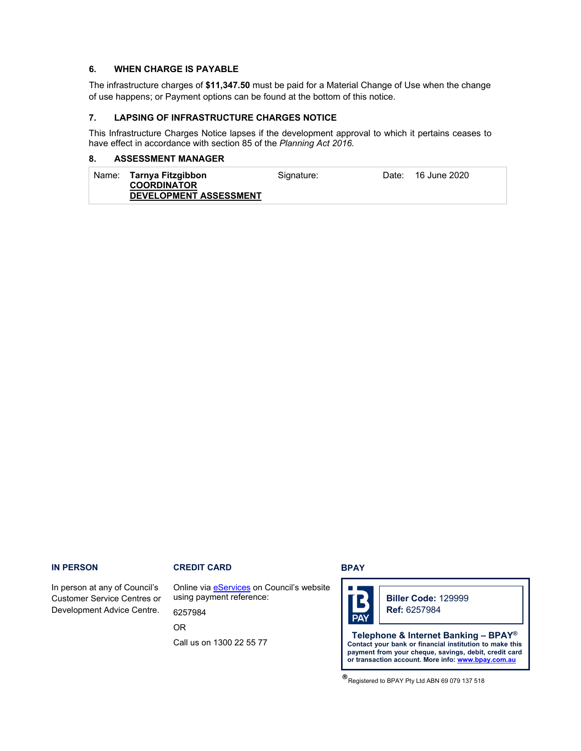### 6. WHEN CHARGE IS PAYABLE

The infrastructure charges of **$11,347.50** must be paid for a Material Change of Use when the change of use happens; or Payment options can be found at the bottom of this notice.

### 7. LAPSING OF INFRASTRUCTURE CHARGES NOTICE

This Infrastructure Charges Notice lapses if the development approval to which it pertains ceases to have effect in accordance with section 85 of the *Planning Act 2016.*

### 8. ASSESSMENT MANAGER

| | | | |
|---|---|---|---|
| Name: **Tarnya Fitzgibbon** **COORDINATOR DEVELOPMENT ASSESSMENT** | Signature: | Date: | 16 June 2020 |

**IN PERSON**

In person at any of Council's Customer Service Centres or Development Advice Centre.

**CREDIT CARD**

Online via eServices on Council's website using payment reference:

6257984

OR

Call us on 1300 22 55 77

**BPAY**

**Biller Code:** 129999
**Ref:** 6257984

**Telephone & Internet Banking – BPAY®**
**Contact your bank or financial institution to make this payment from your cheque, savings, debit, credit card or transaction account. More info: www.bpay.com.au**

® Registered to BPAY Pty Ltd ABN 69 079 137 518